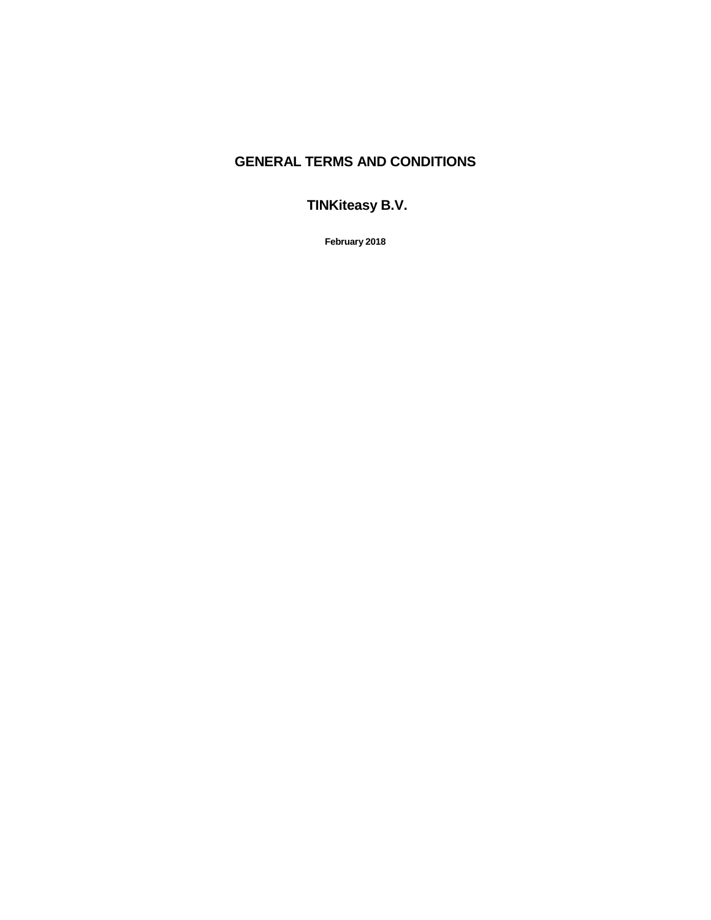# GENERAL TERMS AND CONDITIONS

## TINKiteasy B.V.

**February 2018**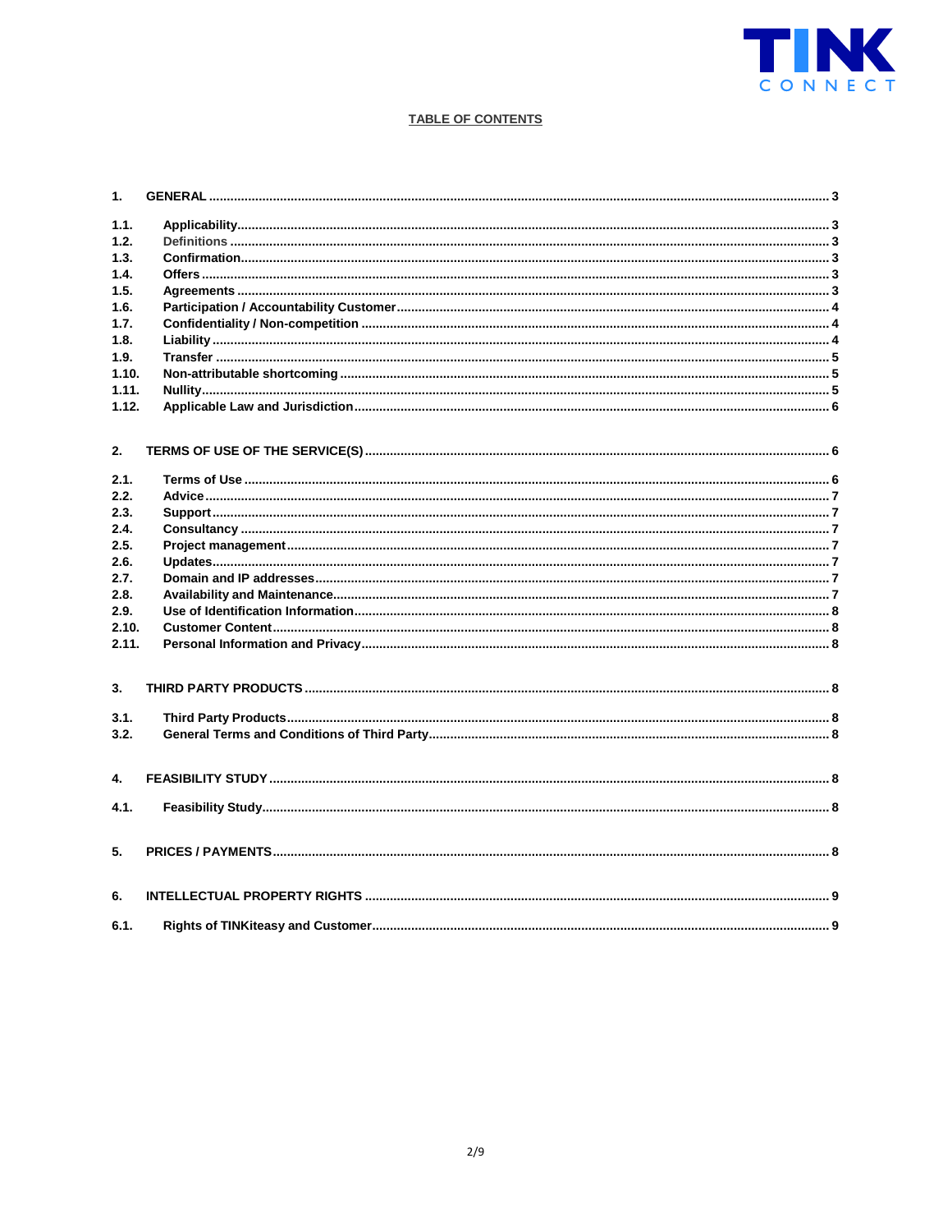TINK CONNECT

## TABLE OF CONTENTS

1. GENERAL ... 3

- 1.1. Applicability ... 3
- 1.2. Definitions ... 3
- 1.3. Confirmation ... 3
- 1.4. Offers ... 3
- 1.5. Agreements ... 3
- 1.6. Participation / Accountability Customer ... 4
- 1.7. Confidentiality / Non-competition ... 4
- 1.8. Liability ... 4
- 1.9. Transfer ... 5
- 1.10. Non-attributable shortcoming ... 5
- 1.11. Nullity ... 5
- 1.12. Applicable Law and Jurisdiction ... 6

2. TERMS OF USE OF THE SERVICE(S) ... 6

- 2.1. Terms of Use ... 6
- 2.2. Advice ... 7
- 2.3. Support ... 7
- 2.4. Consultancy ... 7
- 2.5. Project management ... 7
- 2.6. Updates ... 7
- 2.7. Domain and IP addresses ... 7
- 2.8. Availability and Maintenance ... 7
- 2.9. Use of Identification Information ... 8
- 2.10. Customer Content ... 8
- 2.11. Personal Information and Privacy ... 8

3. THIRD PARTY PRODUCTS ... 8

- 3.1. Third Party Products ... 8
- 3.2. General Terms and Conditions of Third Party ... 8

4. FEASIBILITY STUDY ... 8

- 4.1. Feasibility Study ... 8

5. PRICES / PAYMENTS ... 8

6. INTELLECTUAL PROPERTY RIGHTS ... 9

- 6.1. Rights of TINKiteasy and Customer ... 9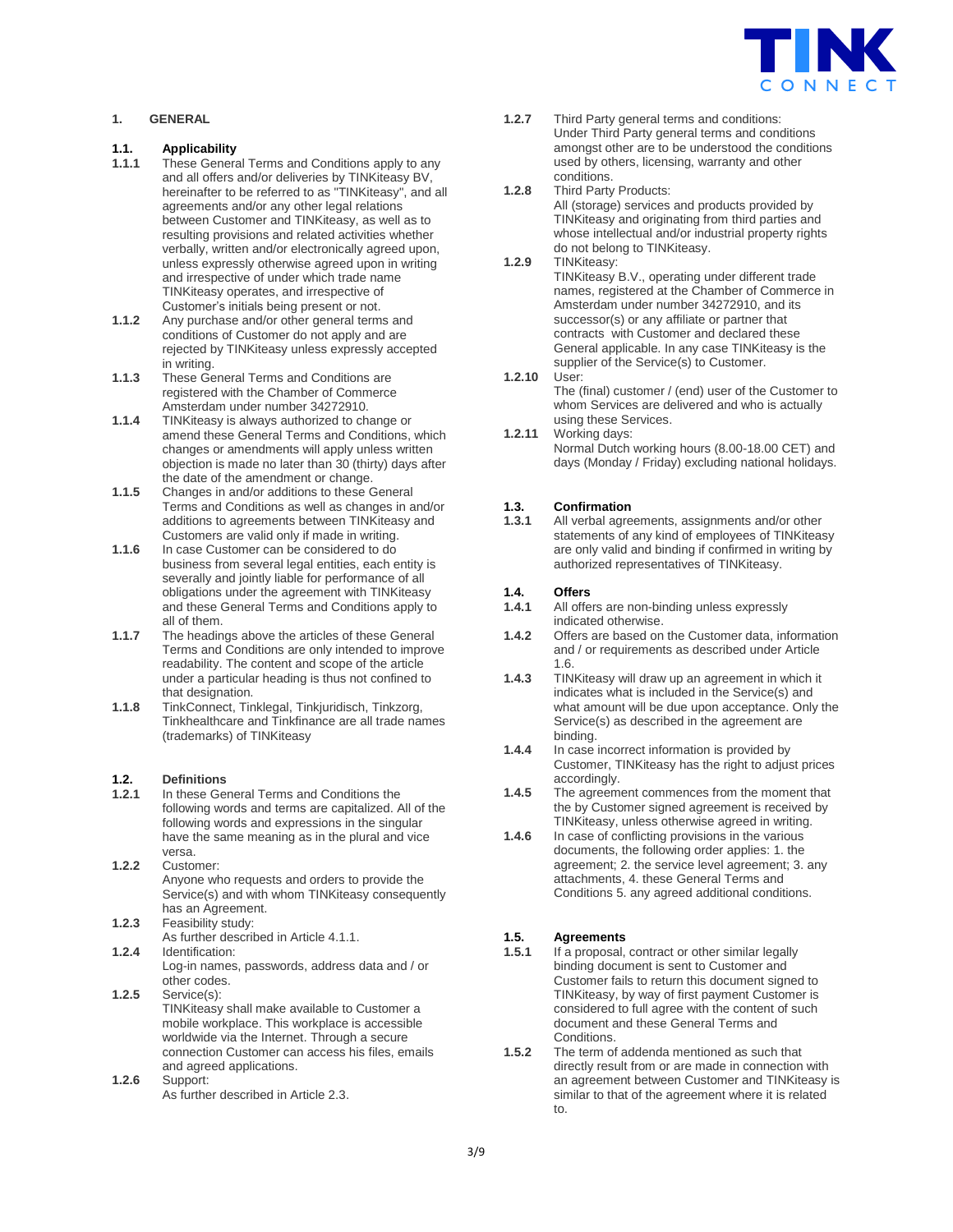## 1. GENERAL

### 1.1. Applicability

**1.1.1** These General Terms and Conditions apply to any and all offers and/or deliveries by TINKiteasy BV, hereinafter to be referred to as "TINKiteasy", and all agreements and/or any other legal relations between Customer and TINKiteasy, as well as to resulting provisions and related activities whether verbally, written and/or electronically agreed upon, unless expressly otherwise agreed upon in writing and irrespective of under which trade name TINKiteasy operates, and irrespective of Customer's initials being present or not.

**1.1.2** Any purchase and/or other general terms and conditions of Customer do not apply and are rejected by TINKiteasy unless expressly accepted in writing.

**1.1.3** These General Terms and Conditions are registered with the Chamber of Commerce Amsterdam under number 34272910.

**1.1.4** TINKiteasy is always authorized to change or amend these General Terms and Conditions, which changes or amendments will apply unless written objection is made no later than 30 (thirty) days after the date of the amendment or change.

**1.1.5** Changes in and/or additions to these General Terms and Conditions as well as changes in and/or additions to agreements between TINKiteasy and Customers are valid only if made in writing.

**1.1.6** In case Customer can be considered to do business from several legal entities, each entity is severally and jointly liable for performance of all obligations under the agreement with TINKiteasy and these General Terms and Conditions apply to all of them.

**1.1.7** The headings above the articles of these General Terms and Conditions are only intended to improve readability. The content and scope of the article under a particular heading is thus not confined to that designation.

**1.1.8** TinkConnect, Tinklegal, Tinkjuridisch, Tinkzorg, Tinkhealthcare and Tinkfinance are all trade names (trademarks) of TINKiteasy

### 1.2. Definitions

**1.2.1** In these General Terms and Conditions the following words and terms are capitalized. All of the following words and expressions in the singular have the same meaning as in the plural and vice versa.

**1.2.2** Customer:
Anyone who requests and orders to provide the Service(s) and with whom TINKiteasy consequently has an Agreement.

**1.2.3** Feasibility study:
As further described in Article 4.1.1.

**1.2.4** Identification:
Log-in names, passwords, address data and / or other codes.

**1.2.5** Service(s):
TINKiteasy shall make available to Customer a mobile workplace. This workplace is accessible worldwide via the Internet. Through a secure connection Customer can access his files, emails and agreed applications.

**1.2.6** Support:
As further described in Article 2.3.

**1.2.7** Third Party general terms and conditions:
Under Third Party general terms and conditions amongst other are to be understood the conditions used by others, licensing, warranty and other conditions.

**1.2.8** Third Party Products:
All (storage) services and products provided by TINKiteasy and originating from third parties and whose intellectual and/or industrial property rights do not belong to TINKiteasy.

**1.2.9** TINKiteasy:
TINKiteasy B.V., operating under different trade names, registered at the Chamber of Commerce in Amsterdam under number 34272910, and its successor(s) or any affiliate or partner that contracts with Customer and declared these General applicable. In any case TINKiteasy is the supplier of the Service(s) to Customer.

**1.2.10** User:
The (final) customer / (end) user of the Customer to whom Services are delivered and who is actually using these Services.

**1.2.11** Working days:
Normal Dutch working hours (8.00-18.00 CET) and days (Monday / Friday) excluding national holidays.

### 1.3. Confirmation

**1.3.1** All verbal agreements, assignments and/or other statements of any kind of employees of TINKiteasy are only valid and binding if confirmed in writing by authorized representatives of TINKiteasy.

### 1.4. Offers

**1.4.1** All offers are non-binding unless expressly indicated otherwise.

**1.4.2** Offers are based on the Customer data, information and / or requirements as described under Article 1.6.

**1.4.3** TINKiteasy will draw up an agreement in which it indicates what is included in the Service(s) and what amount will be due upon acceptance. Only the Service(s) as described in the agreement are binding.

**1.4.4** In case incorrect information is provided by Customer, TINKiteasy has the right to adjust prices accordingly.

**1.4.5** The agreement commences from the moment that the by Customer signed agreement is received by TINKiteasy, unless otherwise agreed in writing.

**1.4.6** In case of conflicting provisions in the various documents, the following order applies: 1. the agreement; 2. the service level agreement; 3. any attachments, 4. these General Terms and Conditions 5. any agreed additional conditions.

### 1.5. Agreements

**1.5.1** If a proposal, contract or other similar legally binding document is sent to Customer and Customer fails to return this document signed to TINKiteasy, by way of first payment Customer is considered to full agree with the content of such document and these General Terms and Conditions.

**1.5.2** The term of addenda mentioned as such that directly result from or are made in connection with an agreement between Customer and TINKiteasy is similar to that of the agreement where it is related to.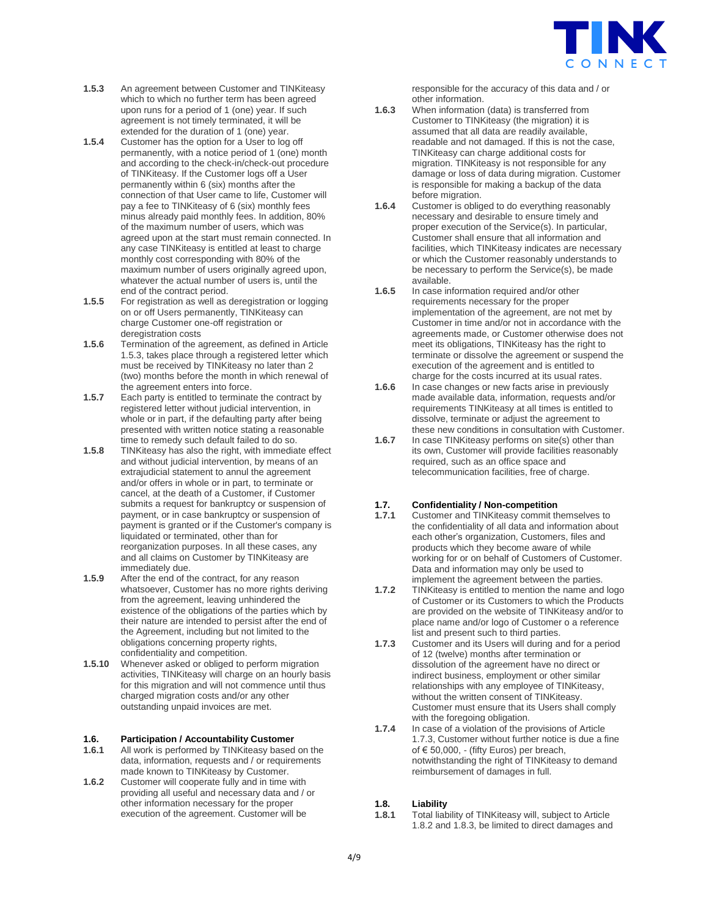**1.5.3** An agreement between Customer and TINKiteasy which to which no further term has been agreed upon runs for a period of 1 (one) year. If such agreement is not timely terminated, it will be extended for the duration of 1 (one) year.

**1.5.4** Customer has the option for a User to log off permanently, with a notice period of 1 (one) month and according to the check-in/check-out procedure of TINKiteasy. If the Customer logs off a User permanently within 6 (six) months after the connection of that User came to life, Customer will pay a fee to TINKiteasy of 6 (six) monthly fees minus already paid monthly fees. In addition, 80% of the maximum number of users, which was agreed upon at the start must remain connected. In any case TINKiteasy is entitled at least to charge monthly cost corresponding with 80% of the maximum number of users originally agreed upon, whatever the actual number of users is, until the end of the contract period.

**1.5.5** For registration as well as deregistration or logging on or off Users permanently, TINKiteasy can charge Customer one-off registration or deregistration costs

**1.5.6** Termination of the agreement, as defined in Article 1.5.3, takes place through a registered letter which must be received by TINKiteasy no later than 2 (two) months before the month in which renewal of the agreement enters into force.

**1.5.7** Each party is entitled to terminate the contract by registered letter without judicial intervention, in whole or in part, if the defaulting party after being presented with written notice stating a reasonable time to remedy such default failed to do so.

**1.5.8** TINKiteasy has also the right, with immediate effect and without judicial intervention, by means of an extrajudicial statement to annul the agreement and/or offers in whole or in part, to terminate or cancel, at the death of a Customer, if Customer submits a request for bankruptcy or suspension of payment, or in case bankruptcy or suspension of payment is granted or if the Customer's company is liquidated or terminated, other than for reorganization purposes. In all these cases, any and all claims on Customer by TINKiteasy are immediately due.

**1.5.9** After the end of the contract, for any reason whatsoever, Customer has no more rights deriving from the agreement, leaving unhindered the existence of the obligations of the parties which by their nature are intended to persist after the end of the Agreement, including but not limited to the obligations concerning property rights, confidentiality and competition.

**1.5.10** Whenever asked or obliged to perform migration activities, TINKiteasy will charge on an hourly basis for this migration and will not commence until thus charged migration costs and/or any other outstanding unpaid invoices are met.

### 1.6. Participation / Accountability Customer

**1.6.1** All work is performed by TINKiteasy based on the data, information, requests and / or requirements made known to TINKiteasy by Customer.

**1.6.2** Customer will cooperate fully and in time with providing all useful and necessary data and / or other information necessary for the proper execution of the agreement. Customer will be responsible for the accuracy of this data and / or other information.

**1.6.3** When information (data) is transferred from Customer to TINKiteasy (the migration) it is assumed that all data are readily available, readable and not damaged. If this is not the case, TINKiteasy can charge additional costs for migration. TINKiteasy is not responsible for any damage or loss of data during migration. Customer is responsible for making a backup of the data before migration.

**1.6.4** Customer is obliged to do everything reasonably necessary and desirable to ensure timely and proper execution of the Service(s). In particular, Customer shall ensure that all information and facilities, which TINKiteasy indicates are necessary or which the Customer reasonably understands to be necessary to perform the Service(s), be made available.

**1.6.5** In case information required and/or other requirements necessary for the proper implementation of the agreement, are not met by Customer in time and/or not in accordance with the agreements made, or Customer otherwise does not meet its obligations, TINKiteasy has the right to terminate or dissolve the agreement or suspend the execution of the agreement and is entitled to charge for the costs incurred at its usual rates.

**1.6.6** In case changes or new facts arise in previously made available data, information, requests and/or requirements TINKiteasy at all times is entitled to dissolve, terminate or adjust the agreement to these new conditions in consultation with Customer.

**1.6.7** In case TINKiteasy performs on site(s) other than its own, Customer will provide facilities reasonably required, such as an office space and telecommunication facilities, free of charge.

### 1.7. Confidentiality / Non-competition

**1.7.1** Customer and TINKiteasy commit themselves to the confidentiality of all data and information about each other's organization, Customers, files and products which they become aware of while working for or on behalf of Customers of Customer. Data and information may only be used to implement the agreement between the parties.

**1.7.2** TINKiteasy is entitled to mention the name and logo of Customer or its Customers to which the Products are provided on the website of TINKiteasy and/or to place name and/or logo of Customer o a reference list and present such to third parties.

**1.7.3** Customer and its Users will during and for a period of 12 (twelve) months after termination or dissolution of the agreement have no direct or indirect business, employment or other similar relationships with any employee of TINKiteasy, without the written consent of TINKiteasy. Customer must ensure that its Users shall comply with the foregoing obligation.

**1.7.4** In case of a violation of the provisions of Article 1.7.3, Customer without further notice is due a fine of € 50,000, - (fifty Euros) per breach, notwithstanding the right of TINKiteasy to demand reimbursement of damages in full.

### 1.8. Liability

**1.8.1** Total liability of TINKiteasy will, subject to Article 1.8.2 and 1.8.3, be limited to direct damages and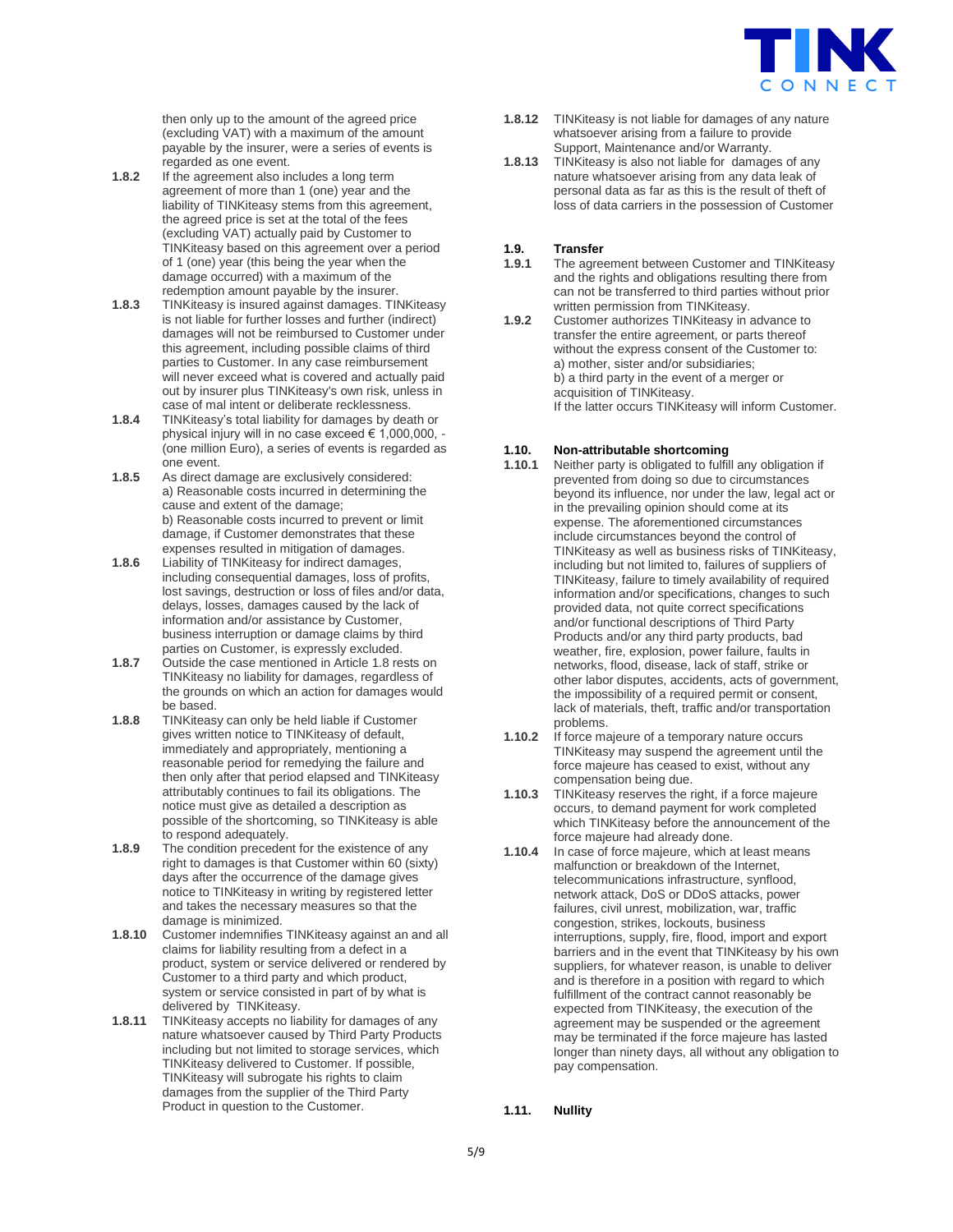then only up to the amount of the agreed price (excluding VAT) with a maximum of the amount payable by the insurer, were a series of events is regarded as one event.

**1.8.2** If the agreement also includes a long term agreement of more than 1 (one) year and the liability of TINKiteasy stems from this agreement, the agreed price is set at the total of the fees (excluding VAT) actually paid by Customer to TINKiteasy based on this agreement over a period of 1 (one) year (this being the year when the damage occurred) with a maximum of the redemption amount payable by the insurer.

**1.8.3** TINKiteasy is insured against damages. TINKiteasy is not liable for further losses and further (indirect) damages will not be reimbursed to Customer under this agreement, including possible claims of third parties to Customer. In any case reimbursement will never exceed what is covered and actually paid out by insurer plus TINKiteasy's own risk, unless in case of mal intent or deliberate recklessness.

**1.8.4** TINKiteasy's total liability for damages by death or physical injury will in no case exceed € 1,000,000, - (one million Euro), a series of events is regarded as one event.

**1.8.5** As direct damage are exclusively considered:
a) Reasonable costs incurred in determining the cause and extent of the damage;
b) Reasonable costs incurred to prevent or limit damage, if Customer demonstrates that these expenses resulted in mitigation of damages.

**1.8.6** Liability of TINKiteasy for indirect damages, including consequential damages, loss of profits, lost savings, destruction or loss of files and/or data, delays, losses, damages caused by the lack of information and/or assistance by Customer, business interruption or damage claims by third parties on Customer, is expressly excluded.

**1.8.7** Outside the case mentioned in Article 1.8 rests on TINKiteasy no liability for damages, regardless of the grounds on which an action for damages would be based.

**1.8.8** TINKiteasy can only be held liable if Customer gives written notice to TINKiteasy of default, immediately and appropriately, mentioning a reasonable period for remedying the failure and then only after that period elapsed and TINKiteasy attributably continues to fail its obligations. The notice must give as detailed a description as possible of the shortcoming, so TINKiteasy is able to respond adequately.

**1.8.9** The condition precedent for the existence of any right to damages is that Customer within 60 (sixty) days after the occurrence of the damage gives notice to TINKiteasy in writing by registered letter and takes the necessary measures so that the damage is minimized.

**1.8.10** Customer indemnifies TINKiteasy against an and all claims for liability resulting from a defect in a product, system or service delivered or rendered by Customer to a third party and which product, system or service consisted in part of by what is delivered by TINKiteasy.

**1.8.11** TINKiteasy accepts no liability for damages of any nature whatsoever caused by Third Party Products including but not limited to storage services, which TINKiteasy delivered to Customer. If possible, TINKiteasy will subrogate his rights to claim damages from the supplier of the Third Party Product in question to the Customer.

**1.8.12** TINKiteasy is not liable for damages of any nature whatsoever arising from a failure to provide Support, Maintenance and/or Warranty.

**1.8.13** TINKiteasy is also not liable for damages of any nature whatsoever arising from any data leak of personal data as far as this is the result of theft of loss of data carriers in the possession of Customer

## 1.9. Transfer

**1.9.1** The agreement between Customer and TINKiteasy and the rights and obligations resulting there from can not be transferred to third parties without prior written permission from TINKiteasy.

**1.9.2** Customer authorizes TINKiteasy in advance to transfer the entire agreement, or parts thereof without the express consent of the Customer to:
a) mother, sister and/or subsidiaries;
b) a third party in the event of a merger or acquisition of TINKiteasy.
If the latter occurs TINKiteasy will inform Customer.

## 1.10. Non-attributable shortcoming

**1.10.1** Neither party is obligated to fulfill any obligation if prevented from doing so due to circumstances beyond its influence, nor under the law, legal act or in the prevailing opinion should come at its expense. The aforementioned circumstances include circumstances beyond the control of TINKiteasy as well as business risks of TINKiteasy, including but not limited to, failures of suppliers of TINKiteasy, failure to timely availability of required information and/or specifications, changes to such provided data, not quite correct specifications and/or functional descriptions of Third Party Products and/or any third party products, bad weather, fire, explosion, power failure, faults in networks, flood, disease, lack of staff, strike or other labor disputes, accidents, acts of government, the impossibility of a required permit or consent, lack of materials, theft, traffic and/or transportation problems.

**1.10.2** If force majeure of a temporary nature occurs TINKiteasy may suspend the agreement until the force majeure has ceased to exist, without any compensation being due.

**1.10.3** TINKiteasy reserves the right, if a force majeure occurs, to demand payment for work completed which TINKiteasy before the announcement of the force majeure had already done.

**1.10.4** In case of force majeure, which at least means malfunction or breakdown of the Internet, telecommunications infrastructure, synflood, network attack, DoS or DDoS attacks, power failures, civil unrest, mobilization, war, traffic congestion, strikes, lockouts, business interruptions, supply, fire, flood, import and export barriers and in the event that TINKiteasy by his own suppliers, for whatever reason, is unable to deliver and is therefore in a position with regard to which fulfillment of the contract cannot reasonably be expected from TINKiteasy, the execution of the agreement may be suspended or the agreement may be terminated if the force majeure has lasted longer than ninety days, all without any obligation to pay compensation.

## 1.11. Nullity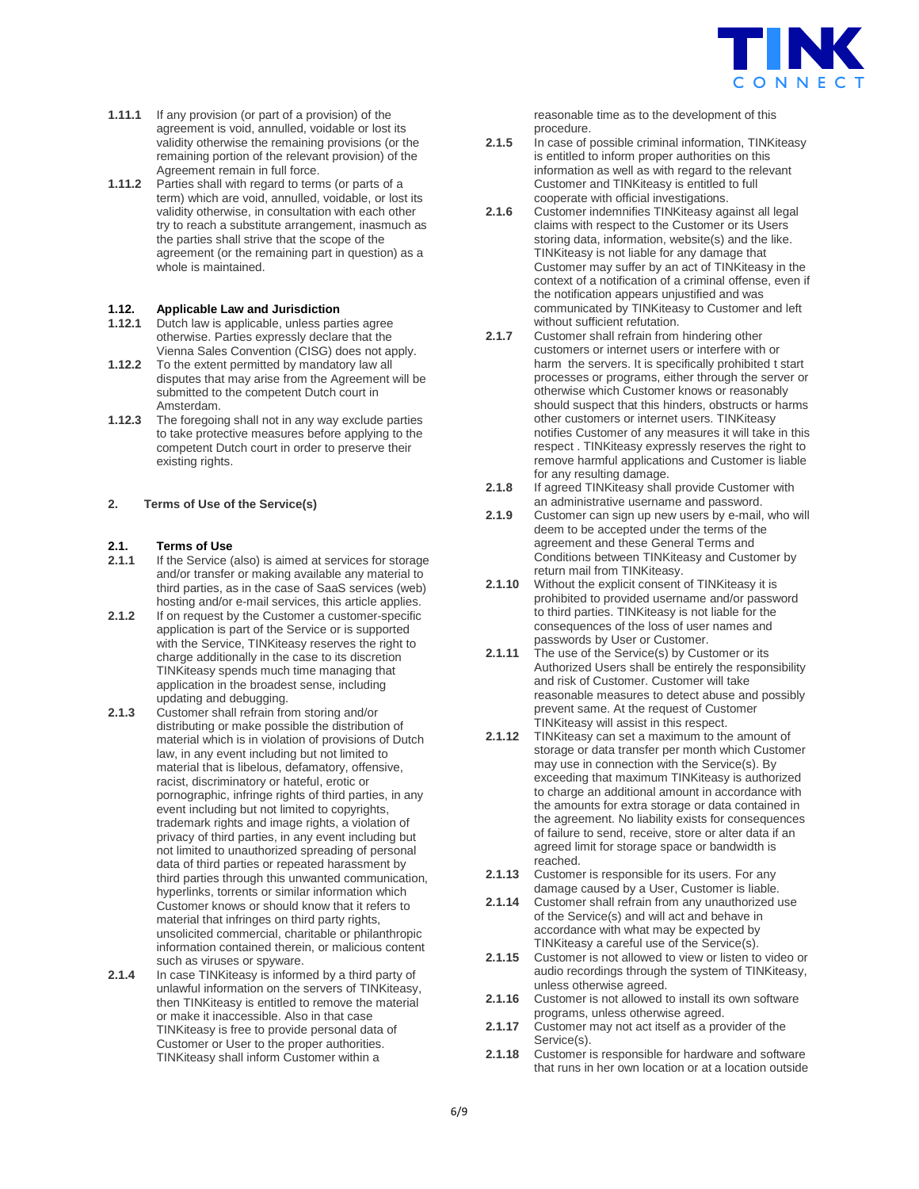**1.11.1** If any provision (or part of a provision) of the agreement is void, annulled, voidable or lost its validity otherwise the remaining provisions (or the remaining portion of the relevant provision) of the Agreement remain in full force.

**1.11.2** Parties shall with regard to terms (or parts of a term) which are void, annulled, voidable, or lost its validity otherwise, in consultation with each other try to reach a substitute arrangement, inasmuch as the parties shall strive that the scope of the agreement (or the remaining part in question) as a whole is maintained.

### 1.12. Applicable Law and Jurisdiction

**1.12.1** Dutch law is applicable, unless parties agree otherwise. Parties expressly declare that the Vienna Sales Convention (CISG) does not apply.

**1.12.2** To the extent permitted by mandatory law all disputes that may arise from the Agreement will be submitted to the competent Dutch court in Amsterdam.

**1.12.3** The foregoing shall not in any way exclude parties to take protective measures before applying to the competent Dutch court in order to preserve their existing rights.

## 2. Terms of Use of the Service(s)

### 2.1. Terms of Use

**2.1.1** If the Service (also) is aimed at services for storage and/or transfer or making available any material to third parties, as in the case of SaaS services (web) hosting and/or e-mail services, this article applies.

**2.1.2** If on request by the Customer a customer-specific application is part of the Service or is supported with the Service, TINKiteasy reserves the right to charge additionally in the case to its discretion TINKiteasy spends much time managing that application in the broadest sense, including updating and debugging.

**2.1.3** Customer shall refrain from storing and/or distributing or make possible the distribution of material which is in violation of provisions of Dutch law, in any event including but not limited to material that is libelous, defamatory, offensive, racist, discriminatory or hateful, erotic or pornographic, infringe rights of third parties, in any event including but not limited to copyrights, trademark rights and image rights, a violation of privacy of third parties, in any event including but not limited to unauthorized spreading of personal data of third parties or repeated harassment by third parties through this unwanted communication, hyperlinks, torrents or similar information which Customer knows or should know that it refers to material that infringes on third party rights, unsolicited commercial, charitable or philanthropic information contained therein, or malicious content such as viruses or spyware.

**2.1.4** In case TINKiteasy is informed by a third party of unlawful information on the servers of TINKiteasy, then TINKiteasy is entitled to remove the material or make it inaccessible. Also in that case TINKiteasy is free to provide personal data of Customer or User to the proper authorities. TINKiteasy shall inform Customer within a reasonable time as to the development of this procedure.

**2.1.5** In case of possible criminal information, TINKiteasy is entitled to inform proper authorities on this information as well as with regard to the relevant Customer and TINKiteasy is entitled to full cooperate with official investigations.

**2.1.6** Customer indemnifies TINKiteasy against all legal claims with respect to the Customer or its Users storing data, information, website(s) and the like. TINKiteasy is not liable for any damage that Customer may suffer by an act of TINKiteasy in the context of a notification of a criminal offense, even if the notification appears unjustified and was communicated by TINKiteasy to Customer and left without sufficient refutation.

**2.1.7** Customer shall refrain from hindering other customers or internet users or interfere with or harm the servers. It is specifically prohibited t start processes or programs, either through the server or otherwise which Customer knows or reasonably should suspect that this hinders, obstructs or harms other customers or internet users. TINKiteasy notifies Customer of any measures it will take in this respect . TINKiteasy expressly reserves the right to remove harmful applications and Customer is liable for any resulting damage.

**2.1.8** If agreed TINKiteasy shall provide Customer with an administrative username and password.

**2.1.9** Customer can sign up new users by e-mail, who will deem to be accepted under the terms of the agreement and these General Terms and Conditions between TINKiteasy and Customer by return mail from TINKiteasy.

**2.1.10** Without the explicit consent of TINKiteasy it is prohibited to provided username and/or password to third parties. TINKiteasy is not liable for the consequences of the loss of user names and passwords by User or Customer.

**2.1.11** The use of the Service(s) by Customer or its Authorized Users shall be entirely the responsibility and risk of Customer. Customer will take reasonable measures to detect abuse and possibly prevent same. At the request of Customer TINKiteasy will assist in this respect.

**2.1.12** TINKiteasy can set a maximum to the amount of storage or data transfer per month which Customer may use in connection with the Service(s). By exceeding that maximum TINKiteasy is authorized to charge an additional amount in accordance with the amounts for extra storage or data contained in the agreement. No liability exists for consequences of failure to send, receive, store or alter data if an agreed limit for storage space or bandwidth is reached.

**2.1.13** Customer is responsible for its users. For any damage caused by a User, Customer is liable.

**2.1.14** Customer shall refrain from any unauthorized use of the Service(s) and will act and behave in accordance with what may be expected by TINKiteasy a careful use of the Service(s).

**2.1.15** Customer is not allowed to view or listen to video or audio recordings through the system of TINKiteasy, unless otherwise agreed.

**2.1.16** Customer is not allowed to install its own software programs, unless otherwise agreed.

**2.1.17** Customer may not act itself as a provider of the Service(s).

**2.1.18** Customer is responsible for hardware and software that runs in her own location or at a location outside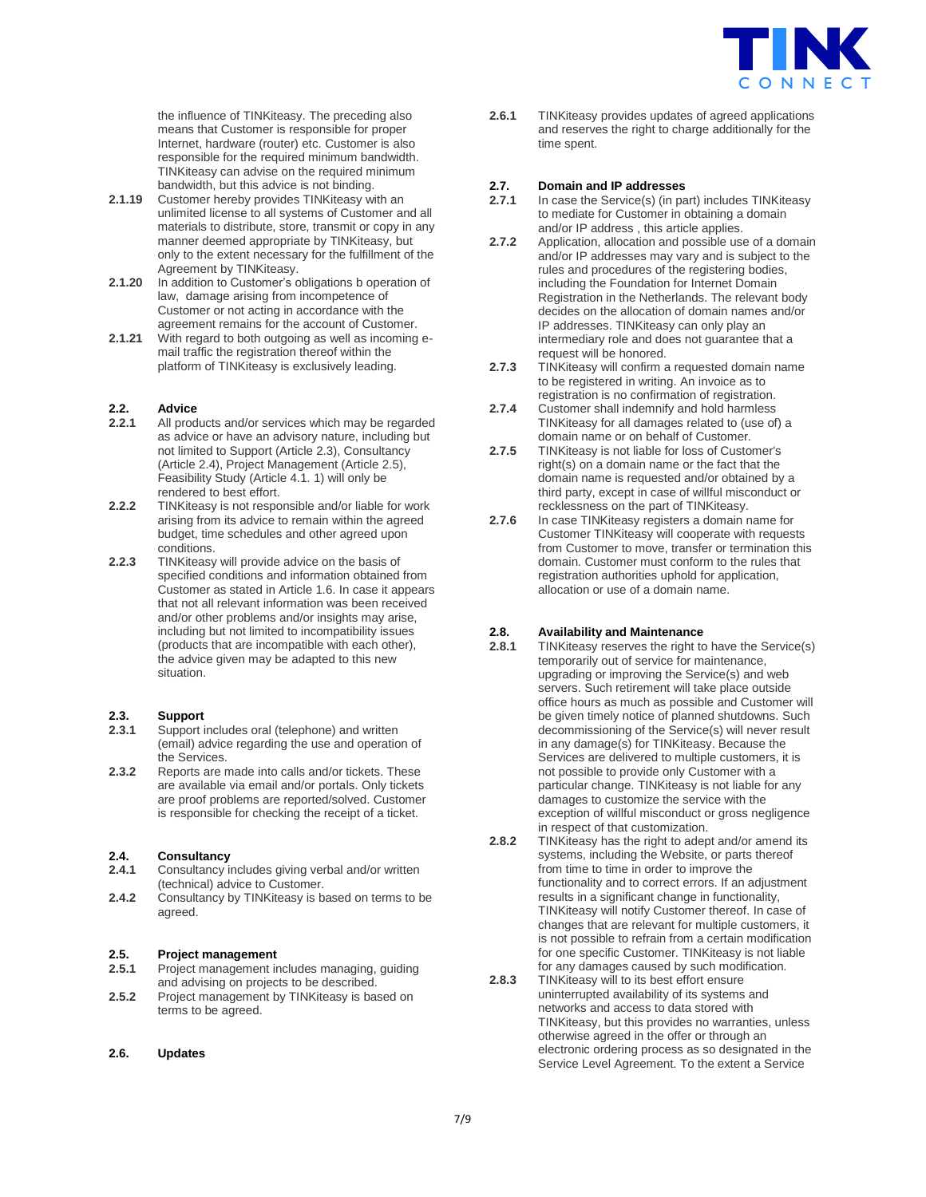the influence of TINKiteasy. The preceding also means that Customer is responsible for proper Internet, hardware (router) etc. Customer is also responsible for the required minimum bandwidth. TINKiteasy can advise on the required minimum bandwidth, but this advice is not binding.

**2.1.19** Customer hereby provides TINKiteasy with an unlimited license to all systems of Customer and all materials to distribute, store, transmit or copy in any manner deemed appropriate by TINKiteasy, but only to the extent necessary for the fulfillment of the Agreement by TINKiteasy.

**2.1.20** In addition to Customer's obligations b operation of law, damage arising from incompetence of Customer or not acting in accordance with the agreement remains for the account of Customer.

**2.1.21** With regard to both outgoing as well as incoming e-mail traffic the registration thereof within the platform of TINKiteasy is exclusively leading.

## 2.2. Advice

**2.2.1** All products and/or services which may be regarded as advice or have an advisory nature, including but not limited to Support (Article 2.3), Consultancy (Article 2.4), Project Management (Article 2.5), Feasibility Study (Article 4.1. 1) will only be rendered to best effort.

**2.2.2** TINKiteasy is not responsible and/or liable for work arising from its advice to remain within the agreed budget, time schedules and other agreed upon conditions.

**2.2.3** TINKiteasy will provide advice on the basis of specified conditions and information obtained from Customer as stated in Article 1.6. In case it appears that not all relevant information was been received and/or other problems and/or insights may arise, including but not limited to incompatibility issues (products that are incompatible with each other), the advice given may be adapted to this new situation.

## 2.3. Support

**2.3.1** Support includes oral (telephone) and written (email) advice regarding the use and operation of the Services.

**2.3.2** Reports are made into calls and/or tickets. These are available via email and/or portals. Only tickets are proof problems are reported/solved. Customer is responsible for checking the receipt of a ticket.

## 2.4. Consultancy

**2.4.1** Consultancy includes giving verbal and/or written (technical) advice to Customer.

**2.4.2** Consultancy by TINKiteasy is based on terms to be agreed.

## 2.5. Project management

**2.5.1** Project management includes managing, guiding and advising on projects to be described.

**2.5.2** Project management by TINKiteasy is based on terms to be agreed.

## 2.6. Updates

**2.6.1** TINKiteasy provides updates of agreed applications and reserves the right to charge additionally for the time spent.

## 2.7. Domain and IP addresses

**2.7.1** In case the Service(s) (in part) includes TINKiteasy to mediate for Customer in obtaining a domain and/or IP address , this article applies.

**2.7.2** Application, allocation and possible use of a domain and/or IP addresses may vary and is subject to the rules and procedures of the registering bodies, including the Foundation for Internet Domain Registration in the Netherlands. The relevant body decides on the allocation of domain names and/or IP addresses. TINKiteasy can only play an intermediary role and does not guarantee that a request will be honored.

**2.7.3** TINKiteasy will confirm a requested domain name to be registered in writing. An invoice as to registration is no confirmation of registration.

**2.7.4** Customer shall indemnify and hold harmless TINKiteasy for all damages related to (use of) a domain name or on behalf of Customer.

**2.7.5** TINKiteasy is not liable for loss of Customer's right(s) on a domain name or the fact that the domain name is requested and/or obtained by a third party, except in case of willful misconduct or recklessness on the part of TINKiteasy.

**2.7.6** In case TINKiteasy registers a domain name for Customer TINKiteasy will cooperate with requests from Customer to move, transfer or termination this domain. Customer must conform to the rules that registration authorities uphold for application, allocation or use of a domain name.

## 2.8. Availability and Maintenance

**2.8.1** TINKiteasy reserves the right to have the Service(s) temporarily out of service for maintenance, upgrading or improving the Service(s) and web servers. Such retirement will take place outside office hours as much as possible and Customer will be given timely notice of planned shutdowns. Such decommissioning of the Service(s) will never result in any damage(s) for TINKiteasy. Because the Services are delivered to multiple customers, it is not possible to provide only Customer with a particular change. TINKiteasy is not liable for any damages to customize the service with the exception of willful misconduct or gross negligence in respect of that customization.

**2.8.2** TINKiteasy has the right to adept and/or amend its systems, including the Website, or parts thereof from time to time in order to improve the functionality and to correct errors. If an adjustment results in a significant change in functionality, TINKiteasy will notify Customer thereof. In case of changes that are relevant for multiple customers, it is not possible to refrain from a certain modification for one specific Customer. TINKiteasy is not liable for any damages caused by such modification.

**2.8.3** TINKiteasy will to its best effort ensure uninterrupted availability of its systems and networks and access to data stored with TINKiteasy, but this provides no warranties, unless otherwise agreed in the offer or through an electronic ordering process as so designated in the Service Level Agreement. To the extent a Service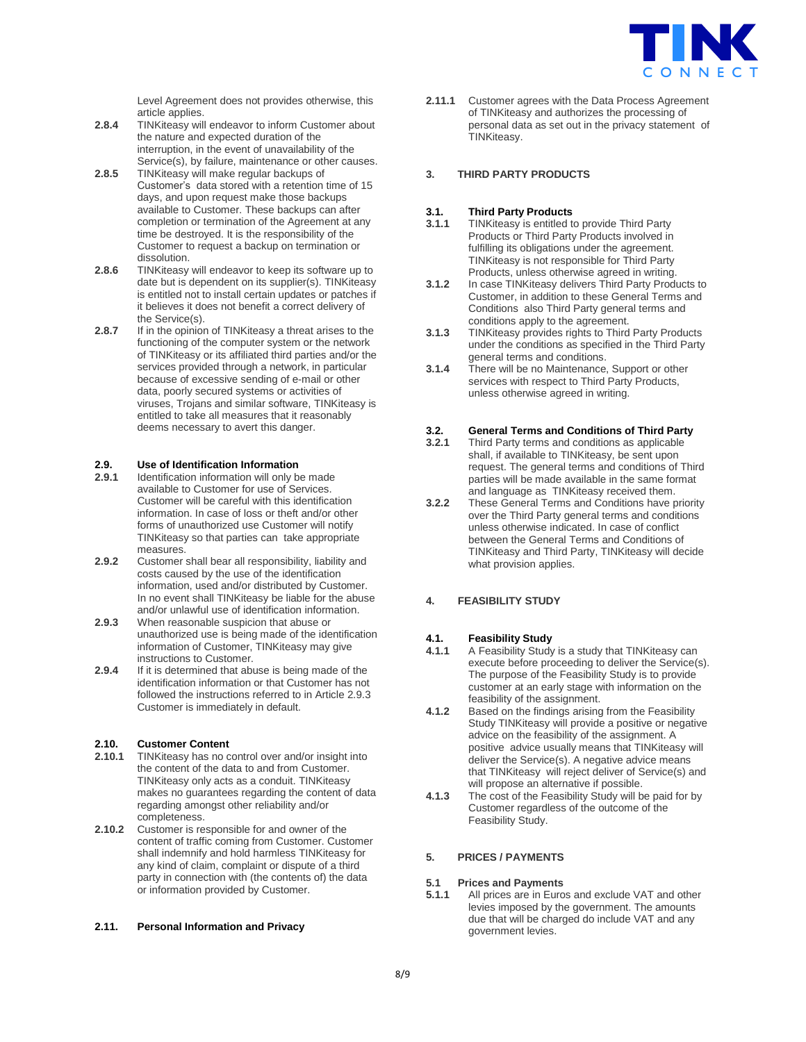Level Agreement does not provides otherwise, this article applies.

**2.8.4** TINKiteasy will endeavor to inform Customer about the nature and expected duration of the interruption, in the event of unavailability of the Service(s), by failure, maintenance or other causes.

**2.8.5** TINKiteasy will make regular backups of Customer's data stored with a retention time of 15 days, and upon request make those backups available to Customer. These backups can after completion or termination of the Agreement at any time be destroyed. It is the responsibility of the Customer to request a backup on termination or dissolution.

**2.8.6** TINKiteasy will endeavor to keep its software up to date but is dependent on its supplier(s). TINKiteasy is entitled not to install certain updates or patches if it believes it does not benefit a correct delivery of the Service(s).

**2.8.7** If in the opinion of TINKiteasy a threat arises to the functioning of the computer system or the network of TINKiteasy or its affiliated third parties and/or the services provided through a network, in particular because of excessive sending of e-mail or other data, poorly secured systems or activities of viruses, Trojans and similar software, TINKiteasy is entitled to take all measures that it reasonably deems necessary to avert this danger.

### 2.9. Use of Identification Information

**2.9.1** Identification information will only be made available to Customer for use of Services. Customer will be careful with this identification information. In case of loss or theft and/or other forms of unauthorized use Customer will notify TINKiteasy so that parties can take appropriate measures.

**2.9.2** Customer shall bear all responsibility, liability and costs caused by the use of the identification information, used and/or distributed by Customer. In no event shall TINKiteasy be liable for the abuse and/or unlawful use of identification information.

**2.9.3** When reasonable suspicion that abuse or unauthorized use is being made of the identification information of Customer, TINKiteasy may give instructions to Customer.

**2.9.4** If it is determined that abuse is being made of the identification information or that Customer has not followed the instructions referred to in Article 2.9.3 Customer is immediately in default.

### 2.10. Customer Content

**2.10.1** TINKiteasy has no control over and/or insight into the content of the data to and from Customer. TINKiteasy only acts as a conduit. TINKiteasy makes no guarantees regarding the content of data regarding amongst other reliability and/or completeness.

**2.10.2** Customer is responsible for and owner of the content of traffic coming from Customer. Customer shall indemnify and hold harmless TINKiteasy for any kind of claim, complaint or dispute of a third party in connection with (the contents of) the data or information provided by Customer.

### 2.11. Personal Information and Privacy

**2.11.1** Customer agrees with the Data Process Agreement of TINKiteasy and authorizes the processing of personal data as set out in the privacy statement of TINKiteasy.

## 3. THIRD PARTY PRODUCTS

### 3.1. Third Party Products

**3.1.1** TINKiteasy is entitled to provide Third Party Products or Third Party Products involved in fulfilling its obligations under the agreement. TINKiteasy is not responsible for Third Party Products, unless otherwise agreed in writing.

**3.1.2** In case TINKiteasy delivers Third Party Products to Customer, in addition to these General Terms and Conditions also Third Party general terms and conditions apply to the agreement.

**3.1.3** TINKiteasy provides rights to Third Party Products under the conditions as specified in the Third Party general terms and conditions.

**3.1.4** There will be no Maintenance, Support or other services with respect to Third Party Products, unless otherwise agreed in writing.

### 3.2. General Terms and Conditions of Third Party

**3.2.1** Third Party terms and conditions as applicable shall, if available to TINKiteasy, be sent upon request. The general terms and conditions of Third parties will be made available in the same format and language as TINKiteasy received them.

**3.2.2** These General Terms and Conditions have priority over the Third Party general terms and conditions unless otherwise indicated. In case of conflict between the General Terms and Conditions of TINKiteasy and Third Party, TINKiteasy will decide what provision applies.

## 4. FEASIBILITY STUDY

### 4.1. Feasibility Study

**4.1.1** A Feasibility Study is a study that TINKiteasy can execute before proceeding to deliver the Service(s). The purpose of the Feasibility Study is to provide customer at an early stage with information on the feasibility of the assignment.

**4.1.2** Based on the findings arising from the Feasibility Study TINKiteasy will provide a positive or negative advice on the feasibility of the assignment. A positive advice usually means that TINKiteasy will deliver the Service(s). A negative advice means that TINKiteasy will reject deliver of Service(s) and will propose an alternative if possible.

**4.1.3** The cost of the Feasibility Study will be paid for by Customer regardless of the outcome of the Feasibility Study.

## 5. PRICES / PAYMENTS

### 5.1 Prices and Payments

**5.1.1** All prices are in Euros and exclude VAT and other levies imposed by the government. The amounts due that will be charged do include VAT and any government levies.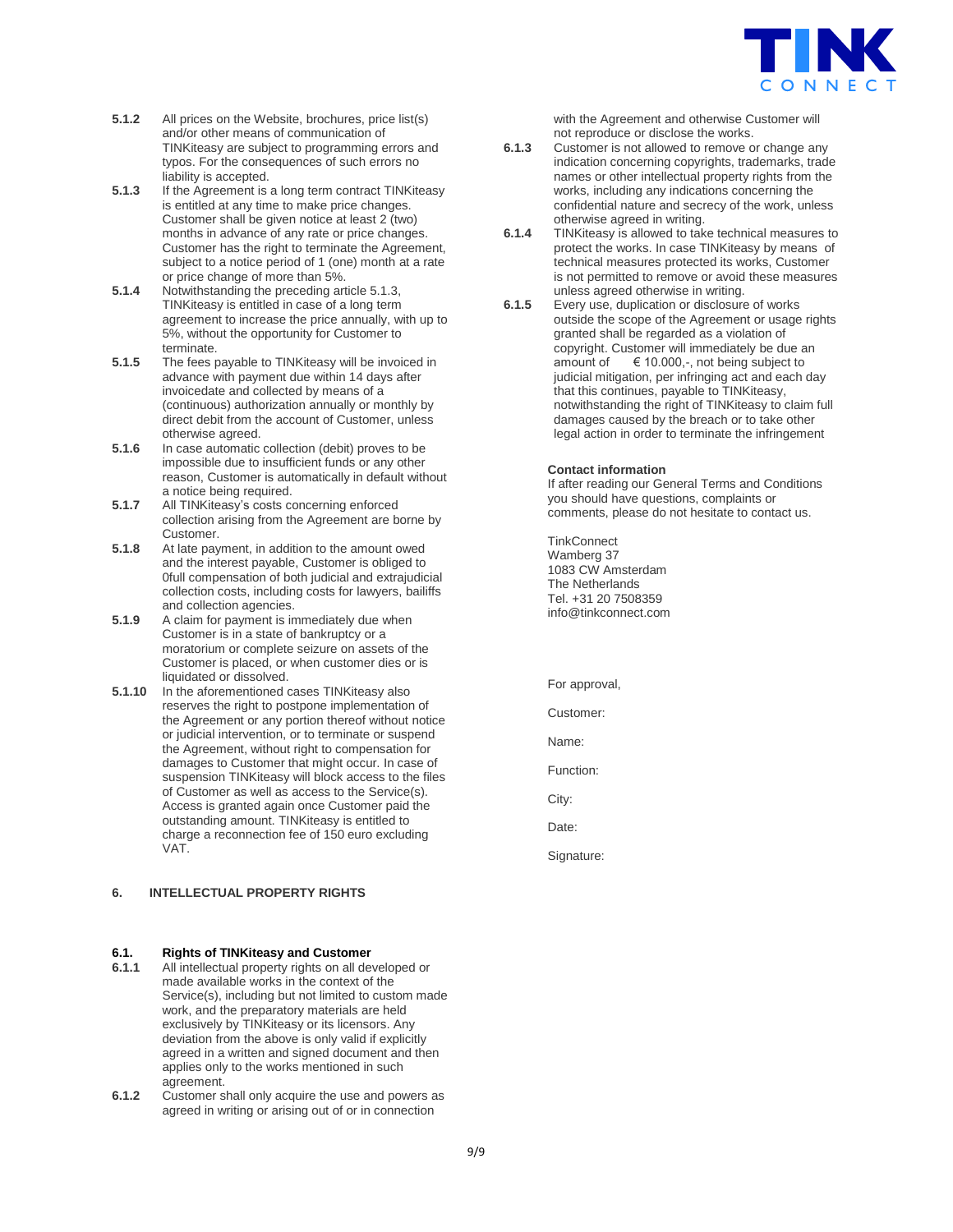**5.1.2** All prices on the Website, brochures, price list(s) and/or other means of communication of TINKiteasy are subject to programming errors and typos. For the consequences of such errors no liability is accepted.

**5.1.3** If the Agreement is a long term contract TINKiteasy is entitled at any time to make price changes. Customer shall be given notice at least 2 (two) months in advance of any rate or price changes. Customer has the right to terminate the Agreement, subject to a notice period of 1 (one) month at a rate or price change of more than 5%.

**5.1.4** Notwithstanding the preceding article 5.1.3, TINKiteasy is entitled in case of a long term agreement to increase the price annually, with up to 5%, without the opportunity for Customer to terminate.

**5.1.5** The fees payable to TINKiteasy will be invoiced in advance with payment due within 14 days after invoicedate and collected by means of a (continuous) authorization annually or monthly by direct debit from the account of Customer, unless otherwise agreed.

**5.1.6** In case automatic collection (debit) proves to be impossible due to insufficient funds or any other reason, Customer is automatically in default without a notice being required.

**5.1.7** All TINKiteasy's costs concerning enforced collection arising from the Agreement are borne by Customer.

**5.1.8** At late payment, in addition to the amount owed and the interest payable, Customer is obliged to 0full compensation of both judicial and extrajudicial collection costs, including costs for lawyers, bailiffs and collection agencies.

**5.1.9** A claim for payment is immediately due when Customer is in a state of bankruptcy or a moratorium or complete seizure on assets of the Customer is placed, or when customer dies or is liquidated or dissolved.

**5.1.10** In the aforementioned cases TINKiteasy also reserves the right to postpone implementation of the Agreement or any portion thereof without notice or judicial intervention, or to terminate or suspend the Agreement, without right to compensation for damages to Customer that might occur. In case of suspension TINKiteasy will block access to the files of Customer as well as access to the Service(s). Access is granted again once Customer paid the outstanding amount. TINKiteasy is entitled to charge a reconnection fee of 150 euro excluding VAT.

## 6. INTELLECTUAL PROPERTY RIGHTS

### 6.1. Rights of TINKiteasy and Customer

**6.1.1** All intellectual property rights on all developed or made available works in the context of the Service(s), including but not limited to custom made work, and the preparatory materials are held exclusively by TINKiteasy or its licensors. Any deviation from the above is only valid if explicitly agreed in a written and signed document and then applies only to the works mentioned in such agreement.

**6.1.2** Customer shall only acquire the use and powers as agreed in writing or arising out of or in connection with the Agreement and otherwise Customer will not reproduce or disclose the works.

**6.1.3** Customer is not allowed to remove or change any indication concerning copyrights, trademarks, trade names or other intellectual property rights from the works, including any indications concerning the confidential nature and secrecy of the work, unless otherwise agreed in writing.

**6.1.4** TINKiteasy is allowed to take technical measures to protect the works. In case TINKiteasy by means of technical measures protected its works, Customer is not permitted to remove or avoid these measures unless agreed otherwise in writing.

**6.1.5** Every use, duplication or disclosure of works outside the scope of the Agreement or usage rights granted shall be regarded as a violation of copyright. Customer will immediately be due an amount of € 10.000,-, not being subject to judicial mitigation, per infringing act and each day that this continues, payable to TINKiteasy, notwithstanding the right of TINKiteasy to claim full damages caused by the breach or to take other legal action in order to terminate the infringement

**Contact information**

If after reading our General Terms and Conditions you should have questions, complaints or comments, please do not hesitate to contact us.

TinkConnect
Wamberg 37
1083 CW Amsterdam
The Netherlands
Tel. +31 20 7508359
info@tinkconnect.com

For approval,

Customer:

Name:

Function:

City:

Date:

Signature: